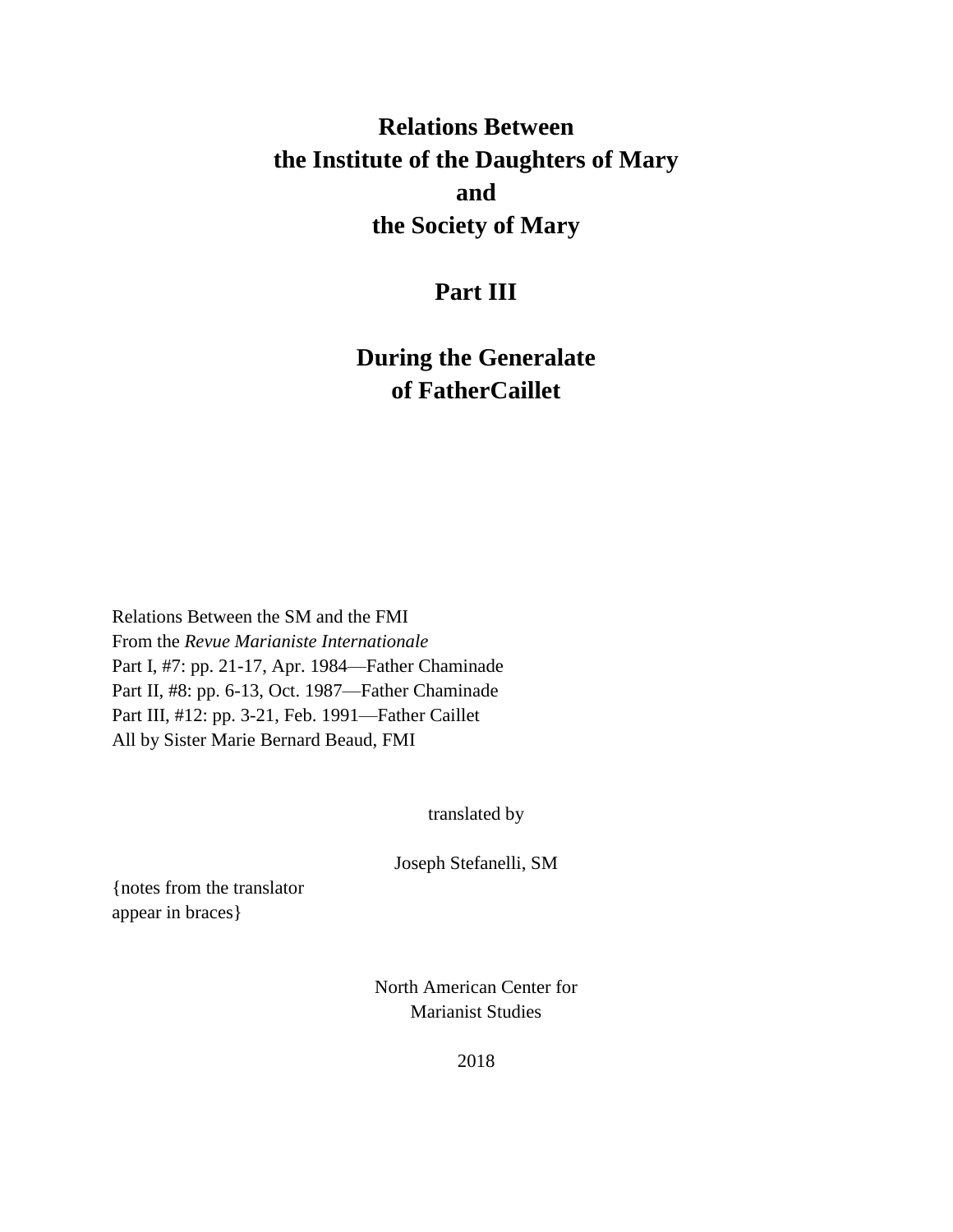# Relations Between the Institute of the Daughters of Mary and the Society of Mary

## Part III

## During the Generalate of FatherCaillet

Relations Between the SM and the FMI
From the *Revue Marianiste Internationale*
Part I, #7: pp. 21-17, Apr. 1984—Father Chaminade
Part II, #8: pp. 6-13, Oct. 1987—Father Chaminade
Part III, #12: pp. 3-21, Feb. 1991—Father Caillet
All by Sister Marie Bernard Beaud, FMI

translated by

Joseph Stefanelli, SM

{notes from the translator appear in braces}

North American Center for Marianist Studies

2018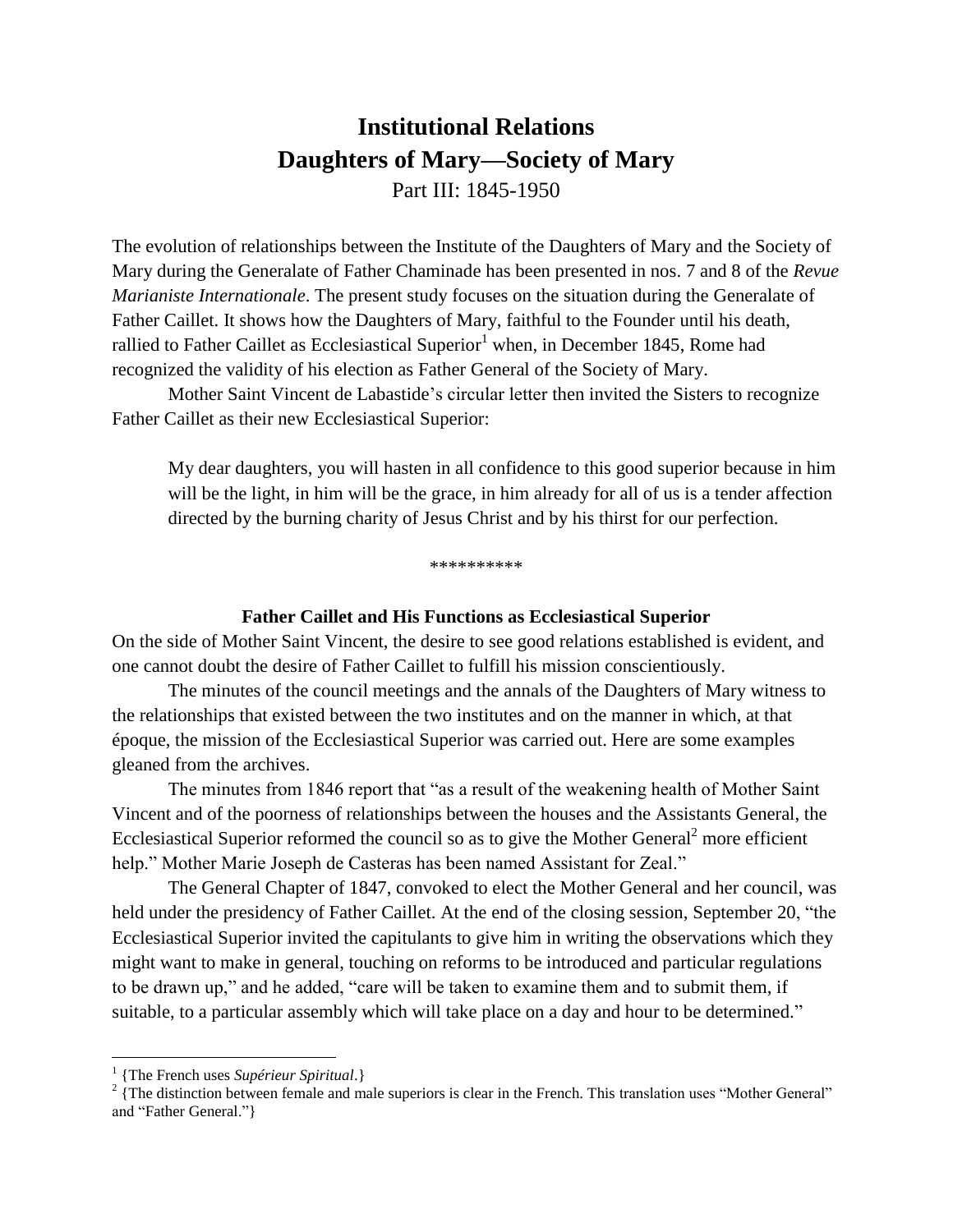# Institutional Relations
# Daughters of Mary—Society of Mary

Part III: 1845-1950

The evolution of relationships between the Institute of the Daughters of Mary and the Society of Mary during the Generalate of Father Chaminade has been presented in nos. 7 and 8 of the *Revue Marianiste Internationale*. The present study focuses on the situation during the Generalate of Father Caillet. It shows how the Daughters of Mary, faithful to the Founder until his death, rallied to Father Caillet as Ecclesiastical Superior[1] when, in December 1845, Rome had recognized the validity of his election as Father General of the Society of Mary.

Mother Saint Vincent de Labastide's circular letter then invited the Sisters to recognize Father Caillet as their new Ecclesiastical Superior:

> My dear daughters, you will hasten in all confidence to this good superior because in him will be the light, in him will be the grace, in him already for all of us is a tender affection directed by the burning charity of Jesus Christ and by his thirst for our perfection.

**********

### Father Caillet and His Functions as Ecclesiastical Superior

On the side of Mother Saint Vincent, the desire to see good relations established is evident, and one cannot doubt the desire of Father Caillet to fulfill his mission conscientiously.

The minutes of the council meetings and the annals of the Daughters of Mary witness to the relationships that existed between the two institutes and on the manner in which, at that époque, the mission of the Ecclesiastical Superior was carried out. Here are some examples gleaned from the archives.

The minutes from 1846 report that "as a result of the weakening health of Mother Saint Vincent and of the poorness of relationships between the houses and the Assistants General, the Ecclesiastical Superior reformed the council so as to give the Mother General[2] more efficient help." Mother Marie Joseph de Casteras has been named Assistant for Zeal."

The General Chapter of 1847, convoked to elect the Mother General and her council, was held under the presidency of Father Caillet. At the end of the closing session, September 20, "the Ecclesiastical Superior invited the capitulants to give him in writing the observations which they might want to make in general, touching on reforms to be introduced and particular regulations to be drawn up," and he added, "care will be taken to examine them and to submit them, if suitable, to a particular assembly which will take place on a day and hour to be determined."

---

[1] {The French uses *Supérieur Spiritual*.}

[2] {The distinction between female and male superiors is clear in the French. This translation uses "Mother General" and "Father General."}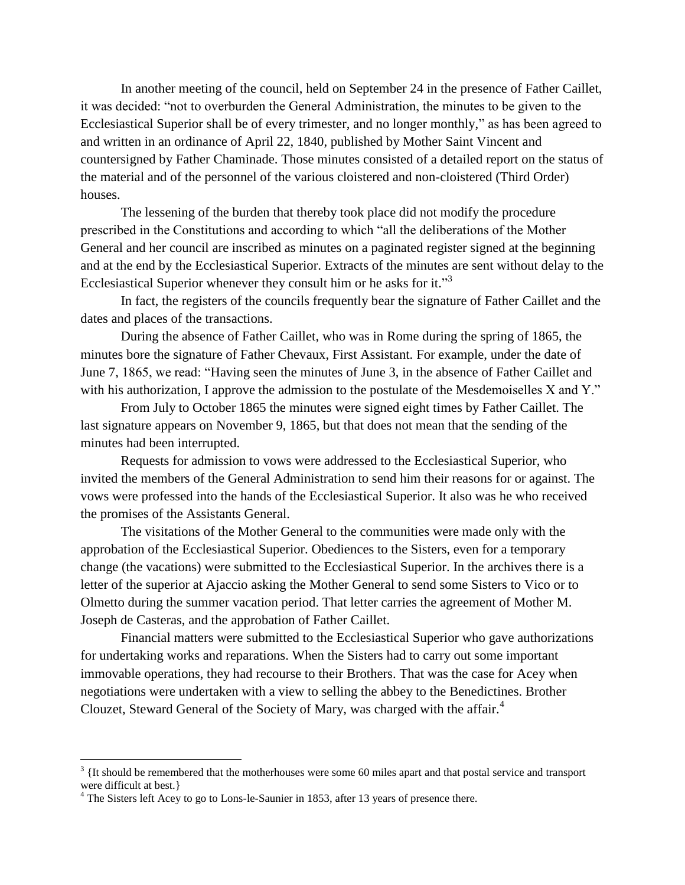In another meeting of the council, held on September 24 in the presence of Father Caillet, it was decided: "not to overburden the General Administration, the minutes to be given to the Ecclesiastical Superior shall be of every trimester, and no longer monthly," as has been agreed to and written in an ordinance of April 22, 1840, published by Mother Saint Vincent and countersigned by Father Chaminade. Those minutes consisted of a detailed report on the status of the material and of the personnel of the various cloistered and non-cloistered (Third Order) houses.

The lessening of the burden that thereby took place did not modify the procedure prescribed in the Constitutions and according to which "all the deliberations of the Mother General and her council are inscribed as minutes on a paginated register signed at the beginning and at the end by the Ecclesiastical Superior. Extracts of the minutes are sent without delay to the Ecclesiastical Superior whenever they consult him or he asks for it."[3]

In fact, the registers of the councils frequently bear the signature of Father Caillet and the dates and places of the transactions.

During the absence of Father Caillet, who was in Rome during the spring of 1865, the minutes bore the signature of Father Chevaux, First Assistant. For example, under the date of June 7, 1865, we read: "Having seen the minutes of June 3, in the absence of Father Caillet and with his authorization, I approve the admission to the postulate of the Mesdemoiselles X and Y."

From July to October 1865 the minutes were signed eight times by Father Caillet. The last signature appears on November 9, 1865, but that does not mean that the sending of the minutes had been interrupted.

Requests for admission to vows were addressed to the Ecclesiastical Superior, who invited the members of the General Administration to send him their reasons for or against. The vows were professed into the hands of the Ecclesiastical Superior. It also was he who received the promises of the Assistants General.

The visitations of the Mother General to the communities were made only with the approbation of the Ecclesiastical Superior. Obediences to the Sisters, even for a temporary change (the vacations) were submitted to the Ecclesiastical Superior. In the archives there is a letter of the superior at Ajaccio asking the Mother General to send some Sisters to Vico or to Olmetto during the summer vacation period. That letter carries the agreement of Mother M. Joseph de Casteras, and the approbation of Father Caillet.

Financial matters were submitted to the Ecclesiastical Superior who gave authorizations for undertaking works and reparations. When the Sisters had to carry out some important immovable operations, they had recourse to their Brothers. That was the case for Acey when negotiations were undertaken with a view to selling the abbey to the Benedictines. Brother Clouzet, Steward General of the Society of Mary, was charged with the affair.[4]

---

[3] {It should be remembered that the motherhouses were some 60 miles apart and that postal service and transport were difficult at best.}

[4] The Sisters left Acey to go to Lons-le-Saunier in 1853, after 13 years of presence there.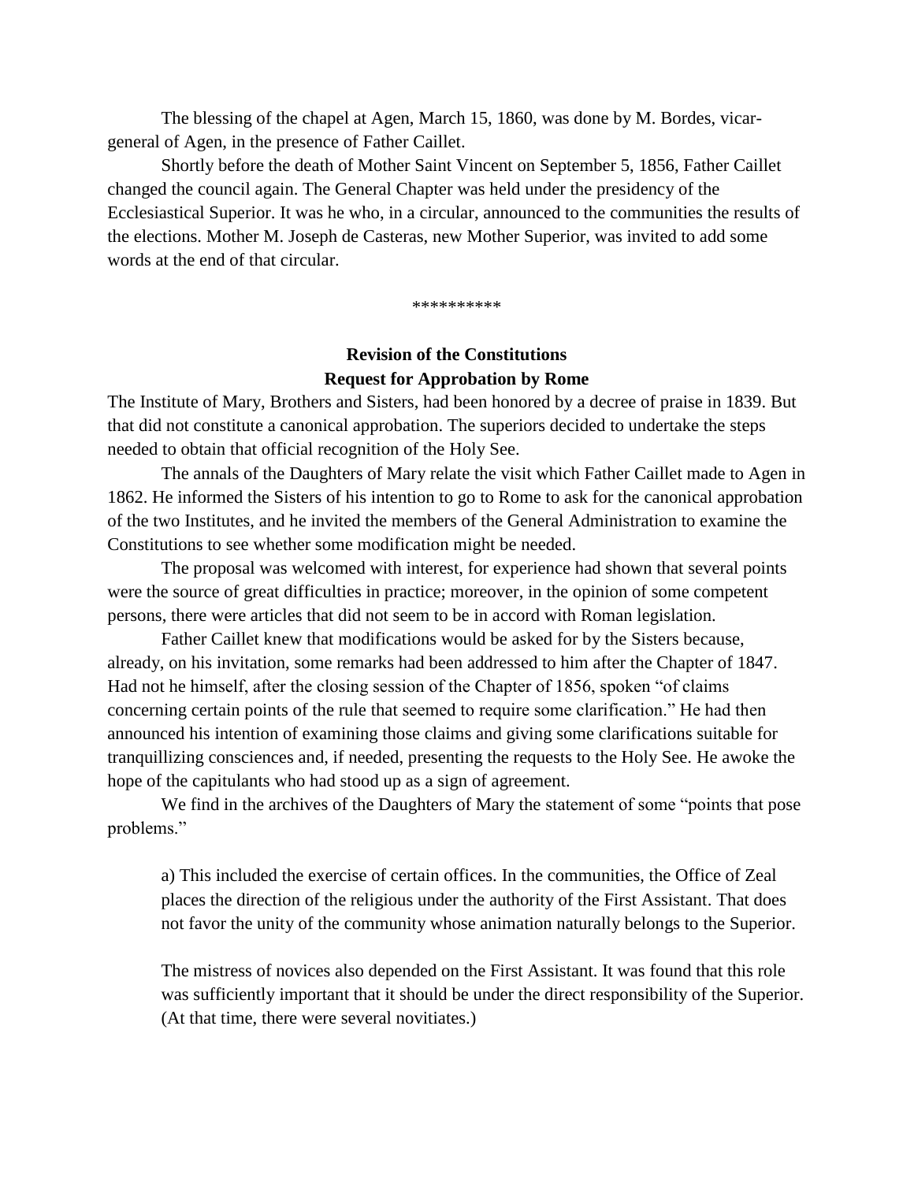The blessing of the chapel at Agen, March 15, 1860, was done by M. Bordes, vicar-general of Agen, in the presence of Father Caillet.

Shortly before the death of Mother Saint Vincent on September 5, 1856, Father Caillet changed the council again. The General Chapter was held under the presidency of the Ecclesiastical Superior. It was he who, in a circular, announced to the communities the results of the elections. Mother M. Joseph de Casteras, new Mother Superior, was invited to add some words at the end of that circular.

**********

## Revision of the Constitutions
## Request for Approbation by Rome

The Institute of Mary, Brothers and Sisters, had been honored by a decree of praise in 1839. But that did not constitute a canonical approbation. The superiors decided to undertake the steps needed to obtain that official recognition of the Holy See.

The annals of the Daughters of Mary relate the visit which Father Caillet made to Agen in 1862. He informed the Sisters of his intention to go to Rome to ask for the canonical approbation of the two Institutes, and he invited the members of the General Administration to examine the Constitutions to see whether some modification might be needed.

The proposal was welcomed with interest, for experience had shown that several points were the source of great difficulties in practice; moreover, in the opinion of some competent persons, there were articles that did not seem to be in accord with Roman legislation.

Father Caillet knew that modifications would be asked for by the Sisters because, already, on his invitation, some remarks had been addressed to him after the Chapter of 1847. Had not he himself, after the closing session of the Chapter of 1856, spoken "of claims concerning certain points of the rule that seemed to require some clarification." He had then announced his intention of examining those claims and giving some clarifications suitable for tranquillizing consciences and, if needed, presenting the requests to the Holy See. He awoke the hope of the capitulants who had stood up as a sign of agreement.

We find in the archives of the Daughters of Mary the statement of some "points that pose problems."

> a) This included the exercise of certain offices. In the communities, the Office of Zeal places the direction of the religious under the authority of the First Assistant. That does not favor the unity of the community whose animation naturally belongs to the Superior.
>
> The mistress of novices also depended on the First Assistant. It was found that this role was sufficiently important that it should be under the direct responsibility of the Superior. (At that time, there were several novitiates.)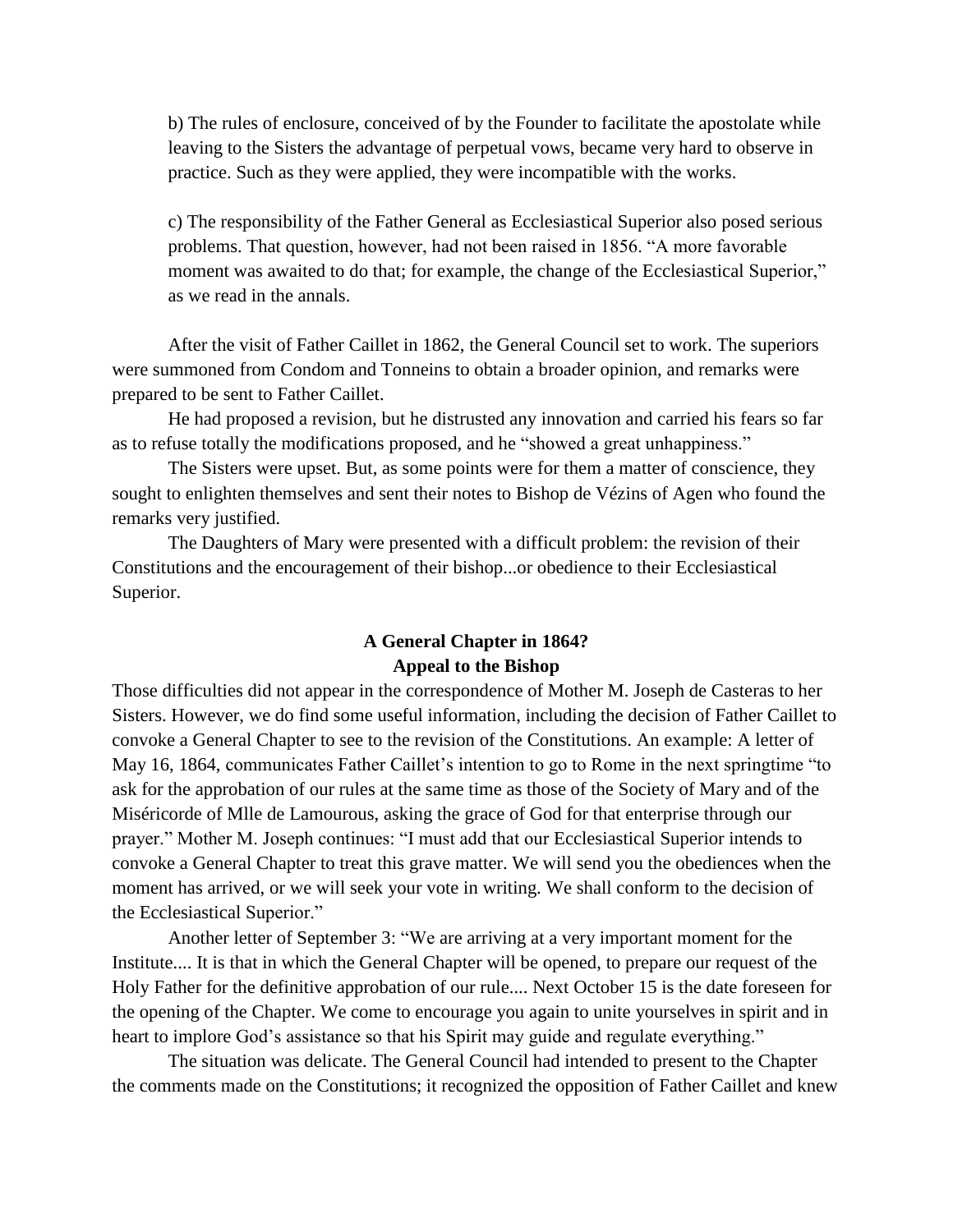b) The rules of enclosure, conceived of by the Founder to facilitate the apostolate while leaving to the Sisters the advantage of perpetual vows, became very hard to observe in practice. Such as they were applied, they were incompatible with the works.

c) The responsibility of the Father General as Ecclesiastical Superior also posed serious problems. That question, however, had not been raised in 1856. "A more favorable moment was awaited to do that; for example, the change of the Ecclesiastical Superior," as we read in the annals.

After the visit of Father Caillet in 1862, the General Council set to work. The superiors were summoned from Condom and Tonneins to obtain a broader opinion, and remarks were prepared to be sent to Father Caillet.

He had proposed a revision, but he distrusted any innovation and carried his fears so far as to refuse totally the modifications proposed, and he "showed a great unhappiness."

The Sisters were upset. But, as some points were for them a matter of conscience, they sought to enlighten themselves and sent their notes to Bishop de Vézins of Agen who found the remarks very justified.

The Daughters of Mary were presented with a difficult problem: the revision of their Constitutions and the encouragement of their bishop...or obedience to their Ecclesiastical Superior.

## A General Chapter in 1864?
## Appeal to the Bishop

Those difficulties did not appear in the correspondence of Mother M. Joseph de Casteras to her Sisters. However, we do find some useful information, including the decision of Father Caillet to convoke a General Chapter to see to the revision of the Constitutions. An example: A letter of May 16, 1864, communicates Father Caillet's intention to go to Rome in the next springtime "to ask for the approbation of our rules at the same time as those of the Society of Mary and of the Miséricorde of Mlle de Lamourous, asking the grace of God for that enterprise through our prayer." Mother M. Joseph continues: "I must add that our Ecclesiastical Superior intends to convoke a General Chapter to treat this grave matter. We will send you the obediences when the moment has arrived, or we will seek your vote in writing. We shall conform to the decision of the Ecclesiastical Superior."

Another letter of September 3: "We are arriving at a very important moment for the Institute.... It is that in which the General Chapter will be opened, to prepare our request of the Holy Father for the definitive approbation of our rule.... Next October 15 is the date foreseen for the opening of the Chapter. We come to encourage you again to unite yourselves in spirit and in heart to implore God's assistance so that his Spirit may guide and regulate everything."

The situation was delicate. The General Council had intended to present to the Chapter the comments made on the Constitutions; it recognized the opposition of Father Caillet and knew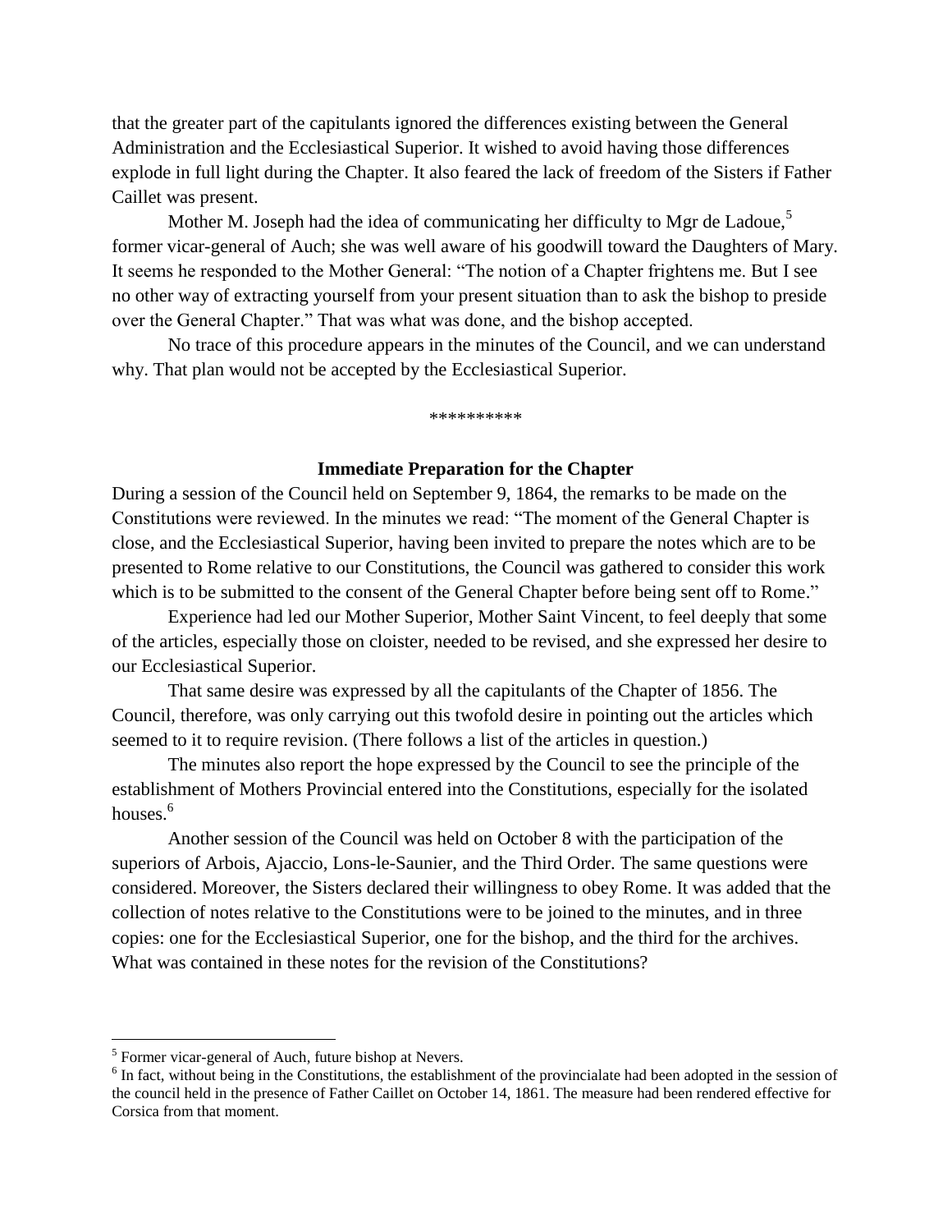that the greater part of the capitulants ignored the differences existing between the General Administration and the Ecclesiastical Superior. It wished to avoid having those differences explode in full light during the Chapter. It also feared the lack of freedom of the Sisters if Father Caillet was present.

Mother M. Joseph had the idea of communicating her difficulty to Mgr de Ladoue,[5] former vicar-general of Auch; she was well aware of his goodwill toward the Daughters of Mary. It seems he responded to the Mother General: "The notion of a Chapter frightens me. But I see no other way of extracting yourself from your present situation than to ask the bishop to preside over the General Chapter." That was what was done, and the bishop accepted.

No trace of this procedure appears in the minutes of the Council, and we can understand why. That plan would not be accepted by the Ecclesiastical Superior.

**********

### Immediate Preparation for the Chapter

During a session of the Council held on September 9, 1864, the remarks to be made on the Constitutions were reviewed. In the minutes we read: "The moment of the General Chapter is close, and the Ecclesiastical Superior, having been invited to prepare the notes which are to be presented to Rome relative to our Constitutions, the Council was gathered to consider this work which is to be submitted to the consent of the General Chapter before being sent off to Rome."

Experience had led our Mother Superior, Mother Saint Vincent, to feel deeply that some of the articles, especially those on cloister, needed to be revised, and she expressed her desire to our Ecclesiastical Superior.

That same desire was expressed by all the capitulants of the Chapter of 1856. The Council, therefore, was only carrying out this twofold desire in pointing out the articles which seemed to it to require revision. (There follows a list of the articles in question.)

The minutes also report the hope expressed by the Council to see the principle of the establishment of Mothers Provincial entered into the Constitutions, especially for the isolated houses.[6]

Another session of the Council was held on October 8 with the participation of the superiors of Arbois, Ajaccio, Lons-le-Saunier, and the Third Order. The same questions were considered. Moreover, the Sisters declared their willingness to obey Rome. It was added that the collection of notes relative to the Constitutions were to be joined to the minutes, and in three copies: one for the Ecclesiastical Superior, one for the bishop, and the third for the archives. What was contained in these notes for the revision of the Constitutions?

---

[5] Former vicar-general of Auch, future bishop at Nevers.

[6] In fact, without being in the Constitutions, the establishment of the provincialate had been adopted in the session of the council held in the presence of Father Caillet on October 14, 1861. The measure had been rendered effective for Corsica from that moment.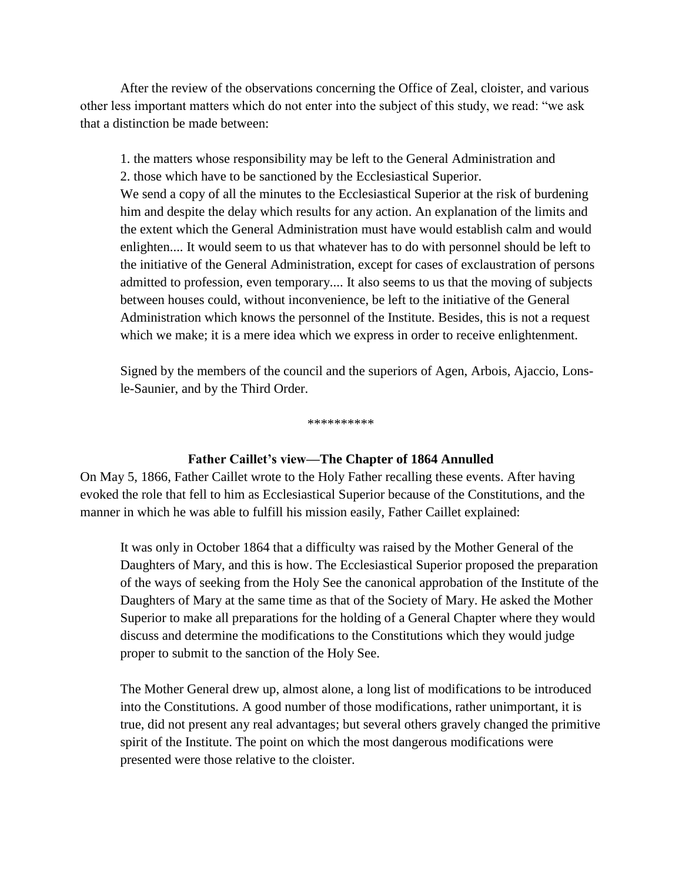After the review of the observations concerning the Office of Zeal, cloister, and various other less important matters which do not enter into the subject of this study, we read: "we ask that a distinction be made between:

> 1. the matters whose responsibility may be left to the General Administration and
> 2. those which have to be sanctioned by the Ecclesiastical Superior.
>
> We send a copy of all the minutes to the Ecclesiastical Superior at the risk of burdening him and despite the delay which results for any action. An explanation of the limits and the extent which the General Administration must have would establish calm and would enlighten.... It would seem to us that whatever has to do with personnel should be left to the initiative of the General Administration, except for cases of exclaustration of persons admitted to profession, even temporary.... It also seems to us that the moving of subjects between houses could, without inconvenience, be left to the initiative of the General Administration which knows the personnel of the Institute. Besides, this is not a request which we make; it is a mere idea which we express in order to receive enlightenment.
>
> Signed by the members of the council and the superiors of Agen, Arbois, Ajaccio, Lons-le-Saunier, and by the Third Order.

**********

### Father Caillet's view—The Chapter of 1864 Annulled

On May 5, 1866, Father Caillet wrote to the Holy Father recalling these events. After having evoked the role that fell to him as Ecclesiastical Superior because of the Constitutions, and the manner in which he was able to fulfill his mission easily, Father Caillet explained:

> It was only in October 1864 that a difficulty was raised by the Mother General of the Daughters of Mary, and this is how. The Ecclesiastical Superior proposed the preparation of the ways of seeking from the Holy See the canonical approbation of the Institute of the Daughters of Mary at the same time as that of the Society of Mary. He asked the Mother Superior to make all preparations for the holding of a General Chapter where they would discuss and determine the modifications to the Constitutions which they would judge proper to submit to the sanction of the Holy See.
>
> The Mother General drew up, almost alone, a long list of modifications to be introduced into the Constitutions. A good number of those modifications, rather unimportant, it is true, did not present any real advantages; but several others gravely changed the primitive spirit of the Institute. The point on which the most dangerous modifications were presented were those relative to the cloister.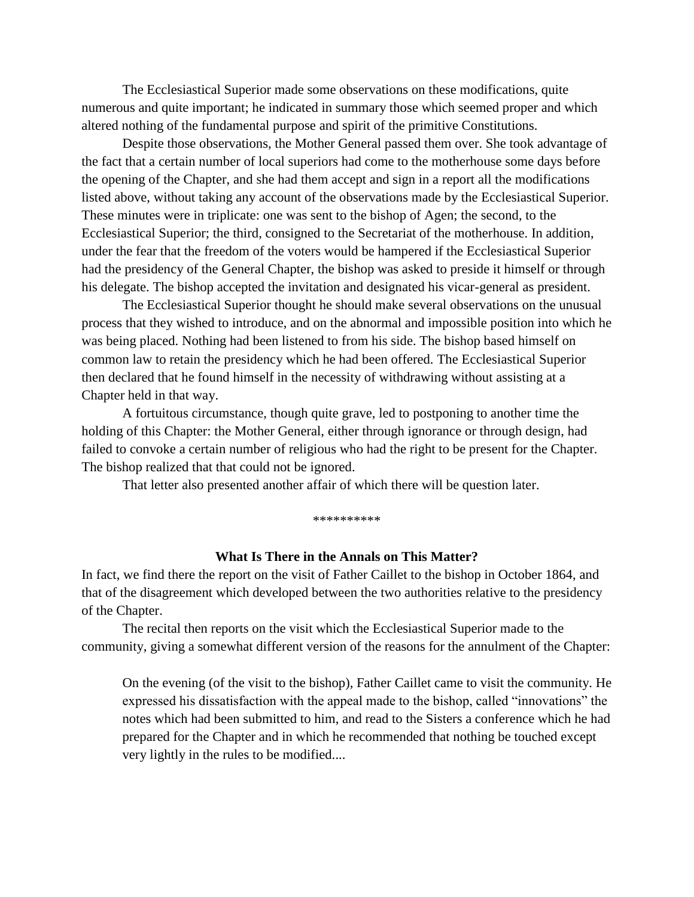The Ecclesiastical Superior made some observations on these modifications, quite numerous and quite important; he indicated in summary those which seemed proper and which altered nothing of the fundamental purpose and spirit of the primitive Constitutions.

Despite those observations, the Mother General passed them over. She took advantage of the fact that a certain number of local superiors had come to the motherhouse some days before the opening of the Chapter, and she had them accept and sign in a report all the modifications listed above, without taking any account of the observations made by the Ecclesiastical Superior. These minutes were in triplicate: one was sent to the bishop of Agen; the second, to the Ecclesiastical Superior; the third, consigned to the Secretariat of the motherhouse. In addition, under the fear that the freedom of the voters would be hampered if the Ecclesiastical Superior had the presidency of the General Chapter, the bishop was asked to preside it himself or through his delegate. The bishop accepted the invitation and designated his vicar-general as president.

The Ecclesiastical Superior thought he should make several observations on the unusual process that they wished to introduce, and on the abnormal and impossible position into which he was being placed. Nothing had been listened to from his side. The bishop based himself on common law to retain the presidency which he had been offered. The Ecclesiastical Superior then declared that he found himself in the necessity of withdrawing without assisting at a Chapter held in that way.

A fortuitous circumstance, though quite grave, led to postponing to another time the holding of this Chapter: the Mother General, either through ignorance or through design, had failed to convoke a certain number of religious who had the right to be present for the Chapter. The bishop realized that that could not be ignored.

That letter also presented another affair of which there will be question later.

**********

### What Is There in the Annals on This Matter?

In fact, we find there the report on the visit of Father Caillet to the bishop in October 1864, and that of the disagreement which developed between the two authorities relative to the presidency of the Chapter.

The recital then reports on the visit which the Ecclesiastical Superior made to the community, giving a somewhat different version of the reasons for the annulment of the Chapter:

> On the evening (of the visit to the bishop), Father Caillet came to visit the community. He expressed his dissatisfaction with the appeal made to the bishop, called "innovations" the notes which had been submitted to him, and read to the Sisters a conference which he had prepared for the Chapter and in which he recommended that nothing be touched except very lightly in the rules to be modified....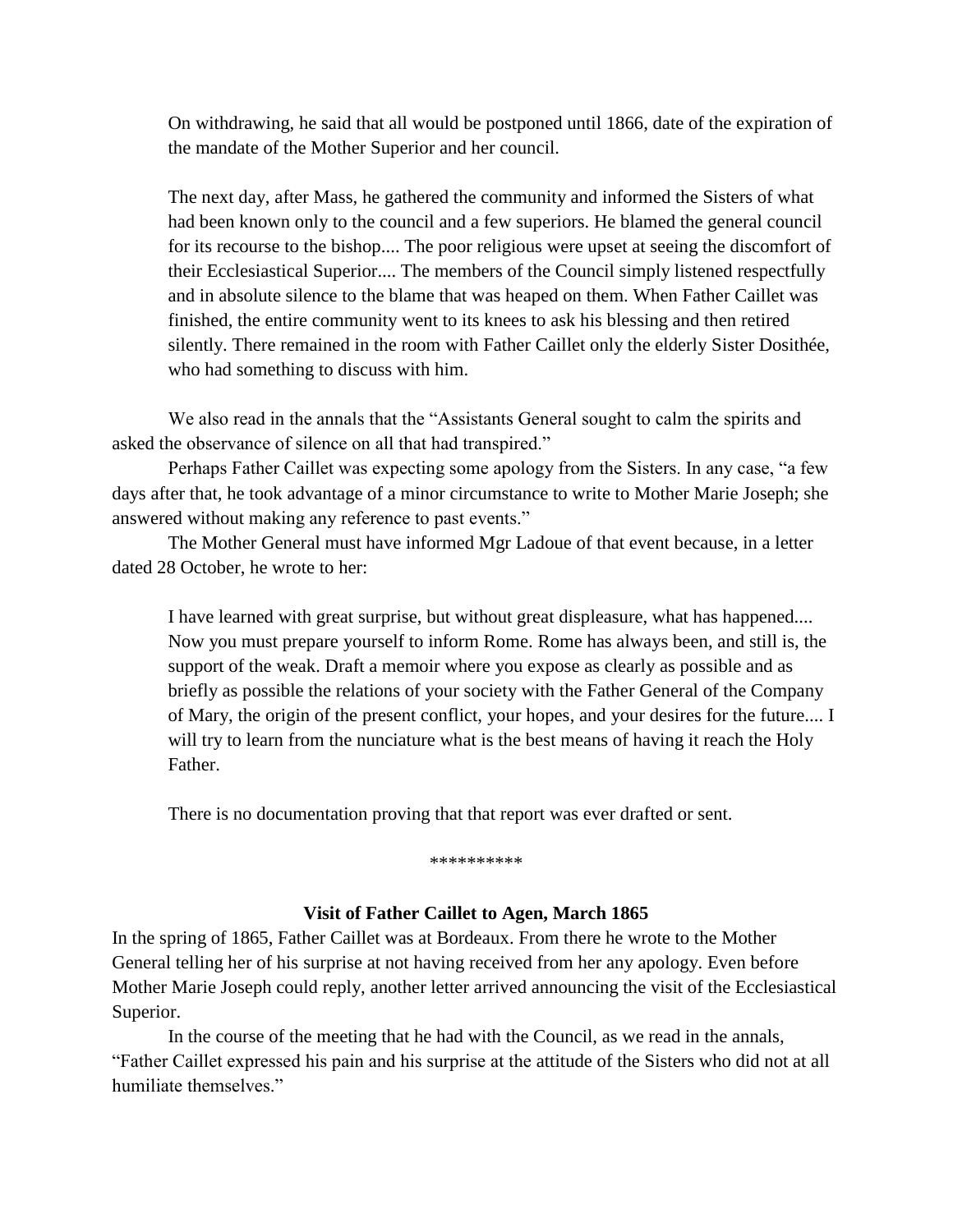> On withdrawing, he said that all would be postponed until 1866, date of the expiration of the mandate of the Mother Superior and her council.
>
> The next day, after Mass, he gathered the community and informed the Sisters of what had been known only to the council and a few superiors. He blamed the general council for its recourse to the bishop.... The poor religious were upset at seeing the discomfort of their Ecclesiastical Superior.... The members of the Council simply listened respectfully and in absolute silence to the blame that was heaped on them. When Father Caillet was finished, the entire community went to its knees to ask his blessing and then retired silently. There remained in the room with Father Caillet only the elderly Sister Dosithée, who had something to discuss with him.

We also read in the annals that the "Assistants General sought to calm the spirits and asked the observance of silence on all that had transpired."

Perhaps Father Caillet was expecting some apology from the Sisters. In any case, "a few days after that, he took advantage of a minor circumstance to write to Mother Marie Joseph; she answered without making any reference to past events."

The Mother General must have informed Mgr Ladoue of that event because, in a letter dated 28 October, he wrote to her:

> I have learned with great surprise, but without great displeasure, what has happened.... Now you must prepare yourself to inform Rome. Rome has always been, and still is, the support of the weak. Draft a memoir where you expose as clearly as possible and as briefly as possible the relations of your society with the Father General of the Company of Mary, the origin of the present conflict, your hopes, and your desires for the future.... I will try to learn from the nunciature what is the best means of having it reach the Holy Father.

There is no documentation proving that that report was ever drafted or sent.

**********

### Visit of Father Caillet to Agen, March 1865

In the spring of 1865, Father Caillet was at Bordeaux. From there he wrote to the Mother General telling her of his surprise at not having received from her any apology. Even before Mother Marie Joseph could reply, another letter arrived announcing the visit of the Ecclesiastical Superior.

In the course of the meeting that he had with the Council, as we read in the annals, "Father Caillet expressed his pain and his surprise at the attitude of the Sisters who did not at all humiliate themselves."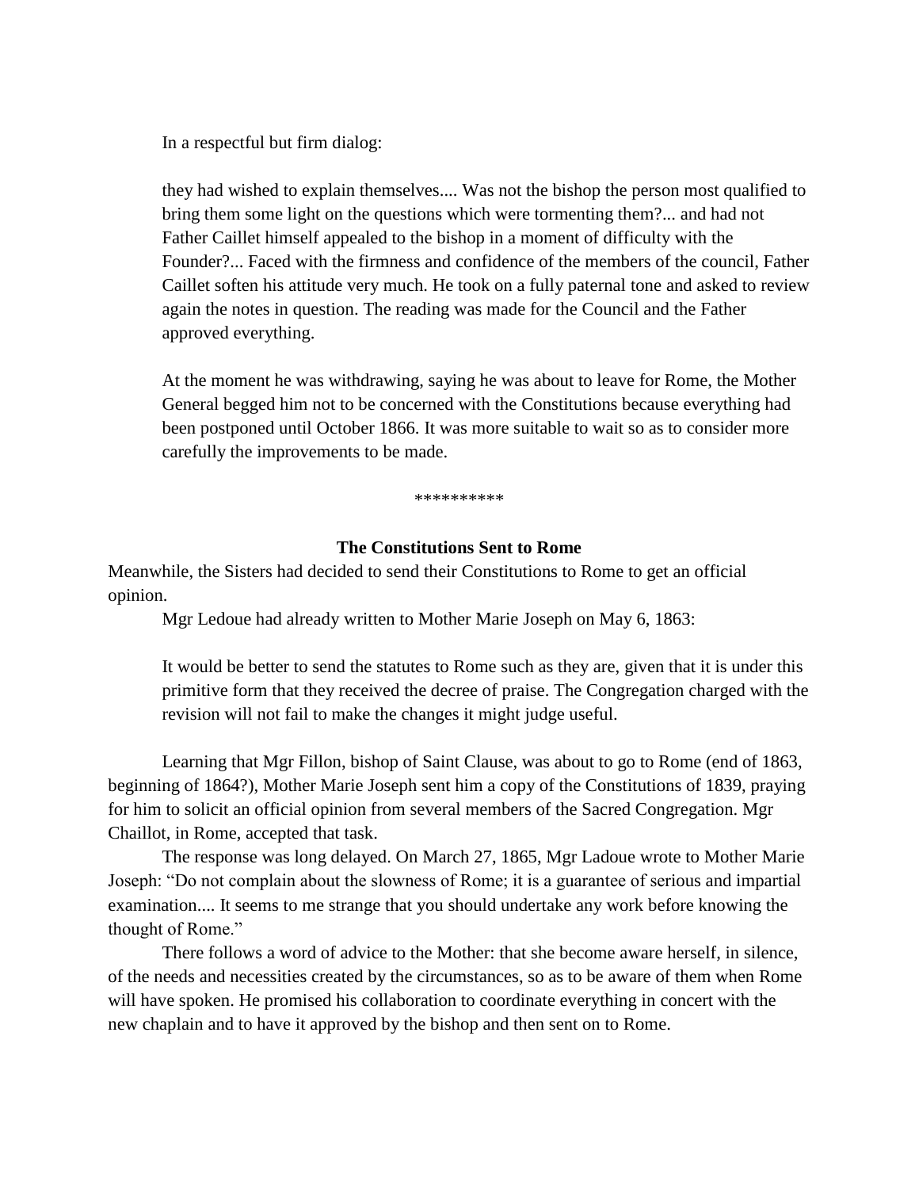In a respectful but firm dialog:

> they had wished to explain themselves.... Was not the bishop the person most qualified to bring them some light on the questions which were tormenting them?... and had not Father Caillet himself appealed to the bishop in a moment of difficulty with the Founder?... Faced with the firmness and confidence of the members of the council, Father Caillet soften his attitude very much. He took on a fully paternal tone and asked to review again the notes in question. The reading was made for the Council and the Father approved everything.
>
> At the moment he was withdrawing, saying he was about to leave for Rome, the Mother General begged him not to be concerned with the Constitutions because everything had been postponed until October 1866. It was more suitable to wait so as to consider more carefully the improvements to be made.

**********

### The Constitutions Sent to Rome

Meanwhile, the Sisters had decided to send their Constitutions to Rome to get an official opinion.

Mgr Ledoue had already written to Mother Marie Joseph on May 6, 1863:

> It would be better to send the statutes to Rome such as they are, given that it is under this primitive form that they received the decree of praise. The Congregation charged with the revision will not fail to make the changes it might judge useful.

Learning that Mgr Fillon, bishop of Saint Clause, was about to go to Rome (end of 1863, beginning of 1864?), Mother Marie Joseph sent him a copy of the Constitutions of 1839, praying for him to solicit an official opinion from several members of the Sacred Congregation. Mgr Chaillot, in Rome, accepted that task.

The response was long delayed. On March 27, 1865, Mgr Ladoue wrote to Mother Marie Joseph: "Do not complain about the slowness of Rome; it is a guarantee of serious and impartial examination.... It seems to me strange that you should undertake any work before knowing the thought of Rome."

There follows a word of advice to the Mother: that she become aware herself, in silence, of the needs and necessities created by the circumstances, so as to be aware of them when Rome will have spoken. He promised his collaboration to coordinate everything in concert with the new chaplain and to have it approved by the bishop and then sent on to Rome.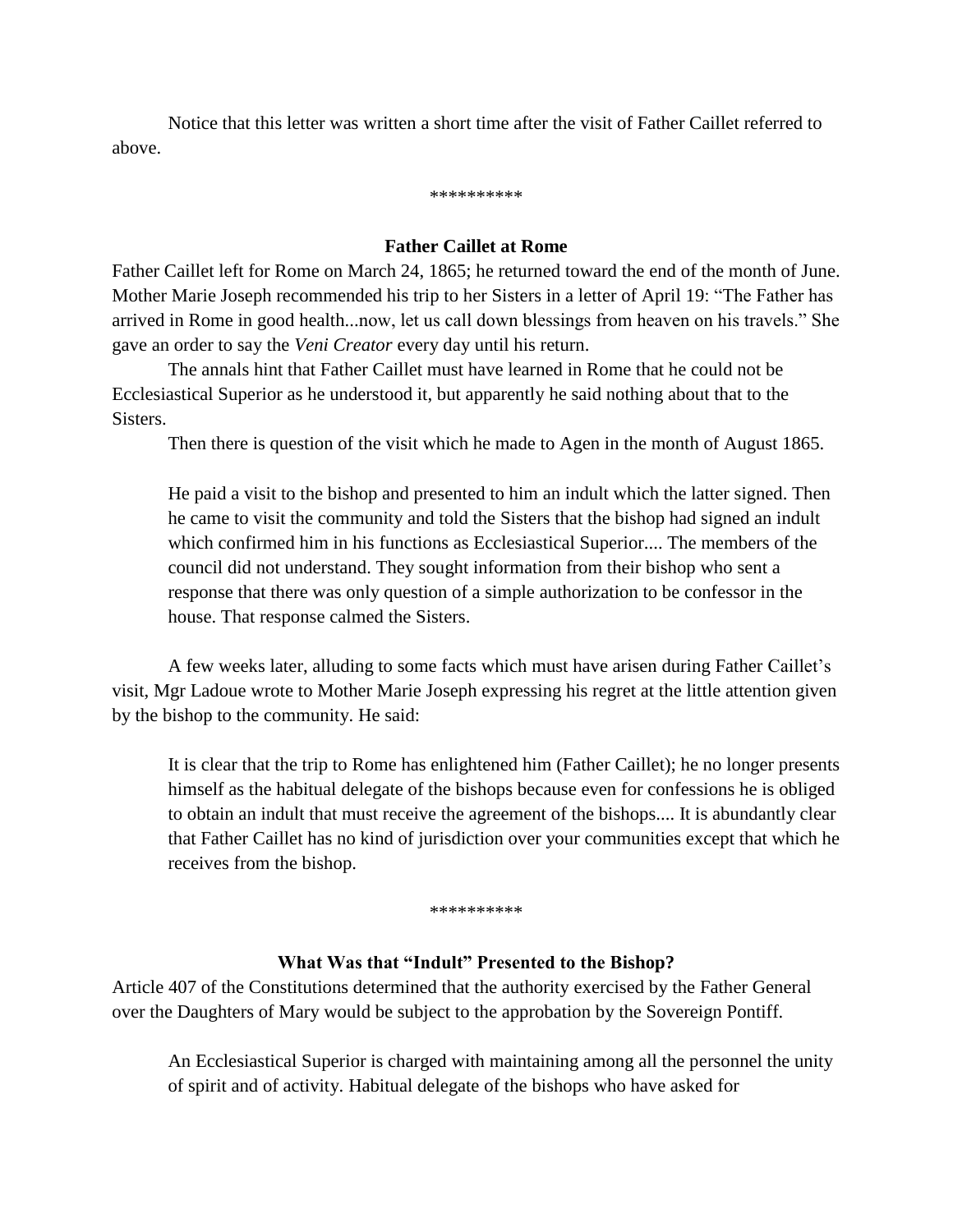Notice that this letter was written a short time after the visit of Father Caillet referred to above.

\*\*\*\*\*\*\*\*\*\*

### Father Caillet at Rome

Father Caillet left for Rome on March 24, 1865; he returned toward the end of the month of June. Mother Marie Joseph recommended his trip to her Sisters in a letter of April 19: “The Father has arrived in Rome in good health...now, let us call down blessings from heaven on his travels.” She gave an order to say the *Veni Creator* every day until his return.

The annals hint that Father Caillet must have learned in Rome that he could not be Ecclesiastical Superior as he understood it, but apparently he said nothing about that to the Sisters.

Then there is question of the visit which he made to Agen in the month of August 1865.

> He paid a visit to the bishop and presented to him an indult which the latter signed. Then he came to visit the community and told the Sisters that the bishop had signed an indult which confirmed him in his functions as Ecclesiastical Superior.... The members of the council did not understand. They sought information from their bishop who sent a response that there was only question of a simple authorization to be confessor in the house. That response calmed the Sisters.

A few weeks later, alluding to some facts which must have arisen during Father Caillet’s visit, Mgr Ladoue wrote to Mother Marie Joseph expressing his regret at the little attention given by the bishop to the community. He said:

> It is clear that the trip to Rome has enlightened him (Father Caillet); he no longer presents himself as the habitual delegate of the bishops because even for confessions he is obliged to obtain an indult that must receive the agreement of the bishops.... It is abundantly clear that Father Caillet has no kind of jurisdiction over your communities except that which he receives from the bishop.

\*\*\*\*\*\*\*\*\*\*

### What Was that “Indult” Presented to the Bishop?

Article 407 of the Constitutions determined that the authority exercised by the Father General over the Daughters of Mary would be subject to the approbation by the Sovereign Pontiff.

> An Ecclesiastical Superior is charged with maintaining among all the personnel the unity of spirit and of activity. Habitual delegate of the bishops who have asked for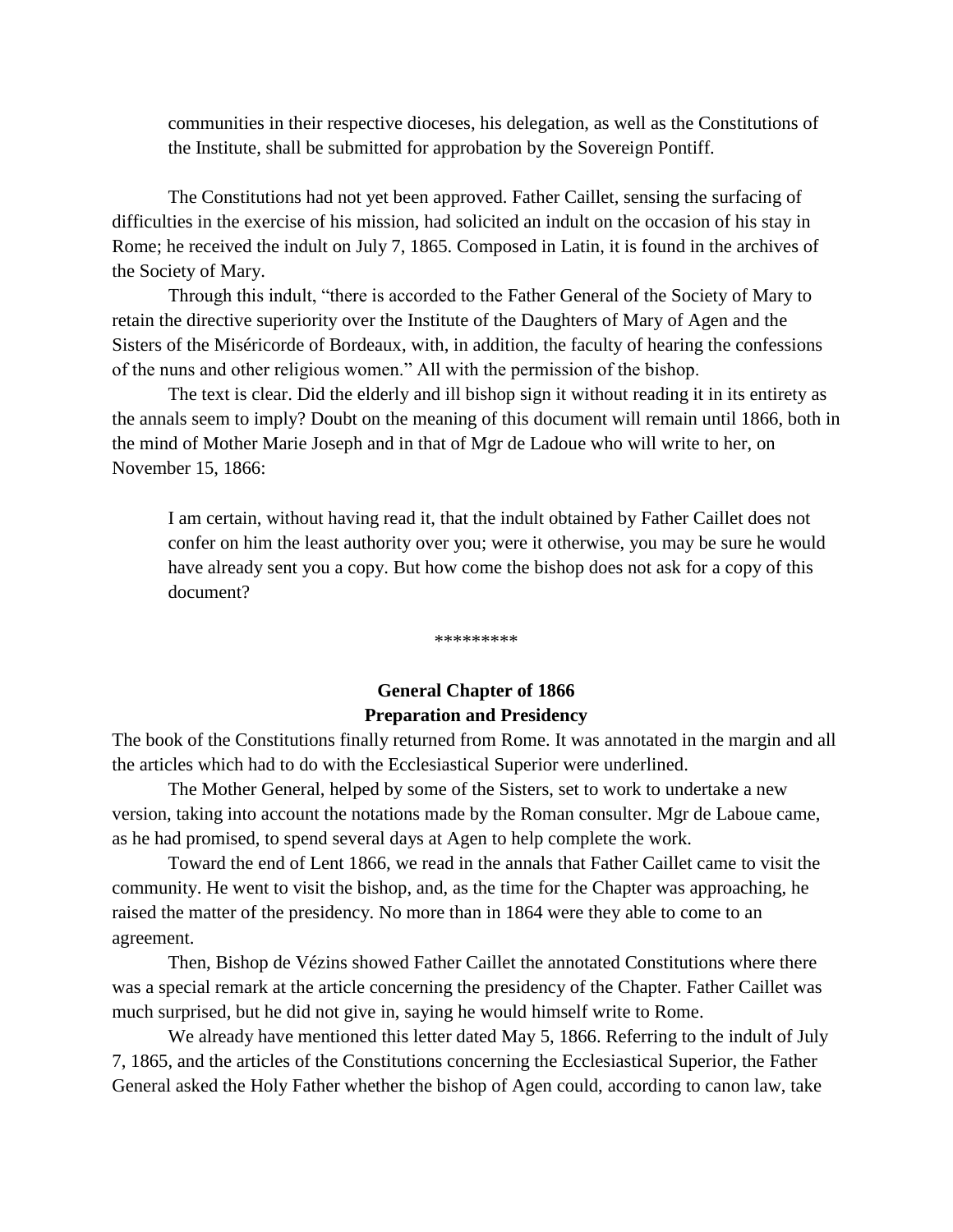> communities in their respective dioceses, his delegation, as well as the Constitutions of the Institute, shall be submitted for approbation by the Sovereign Pontiff.

The Constitutions had not yet been approved. Father Caillet, sensing the surfacing of difficulties in the exercise of his mission, had solicited an indult on the occasion of his stay in Rome; he received the indult on July 7, 1865. Composed in Latin, it is found in the archives of the Society of Mary.

Through this indult, "there is accorded to the Father General of the Society of Mary to retain the directive superiority over the Institute of the Daughters of Mary of Agen and the Sisters of the Miséricorde of Bordeaux, with, in addition, the faculty of hearing the confessions of the nuns and other religious women." All with the permission of the bishop.

The text is clear. Did the elderly and ill bishop sign it without reading it in its entirety as the annals seem to imply? Doubt on the meaning of this document will remain until 1866, both in the mind of Mother Marie Joseph and in that of Mgr de Ladoue who will write to her, on November 15, 1866:

> I am certain, without having read it, that the indult obtained by Father Caillet does not confer on him the least authority over you; were it otherwise, you may be sure he would have already sent you a copy. But how come the bishop does not ask for a copy of this document?

*********

## General Chapter of 1866
## Preparation and Presidency

The book of the Constitutions finally returned from Rome. It was annotated in the margin and all the articles which had to do with the Ecclesiastical Superior were underlined.

The Mother General, helped by some of the Sisters, set to work to undertake a new version, taking into account the notations made by the Roman consulter. Mgr de Laboue came, as he had promised, to spend several days at Agen to help complete the work.

Toward the end of Lent 1866, we read in the annals that Father Caillet came to visit the community. He went to visit the bishop, and, as the time for the Chapter was approaching, he raised the matter of the presidency. No more than in 1864 were they able to come to an agreement.

Then, Bishop de Vézins showed Father Caillet the annotated Constitutions where there was a special remark at the article concerning the presidency of the Chapter. Father Caillet was much surprised, but he did not give in, saying he would himself write to Rome.

We already have mentioned this letter dated May 5, 1866. Referring to the indult of July 7, 1865, and the articles of the Constitutions concerning the Ecclesiastical Superior, the Father General asked the Holy Father whether the bishop of Agen could, according to canon law, take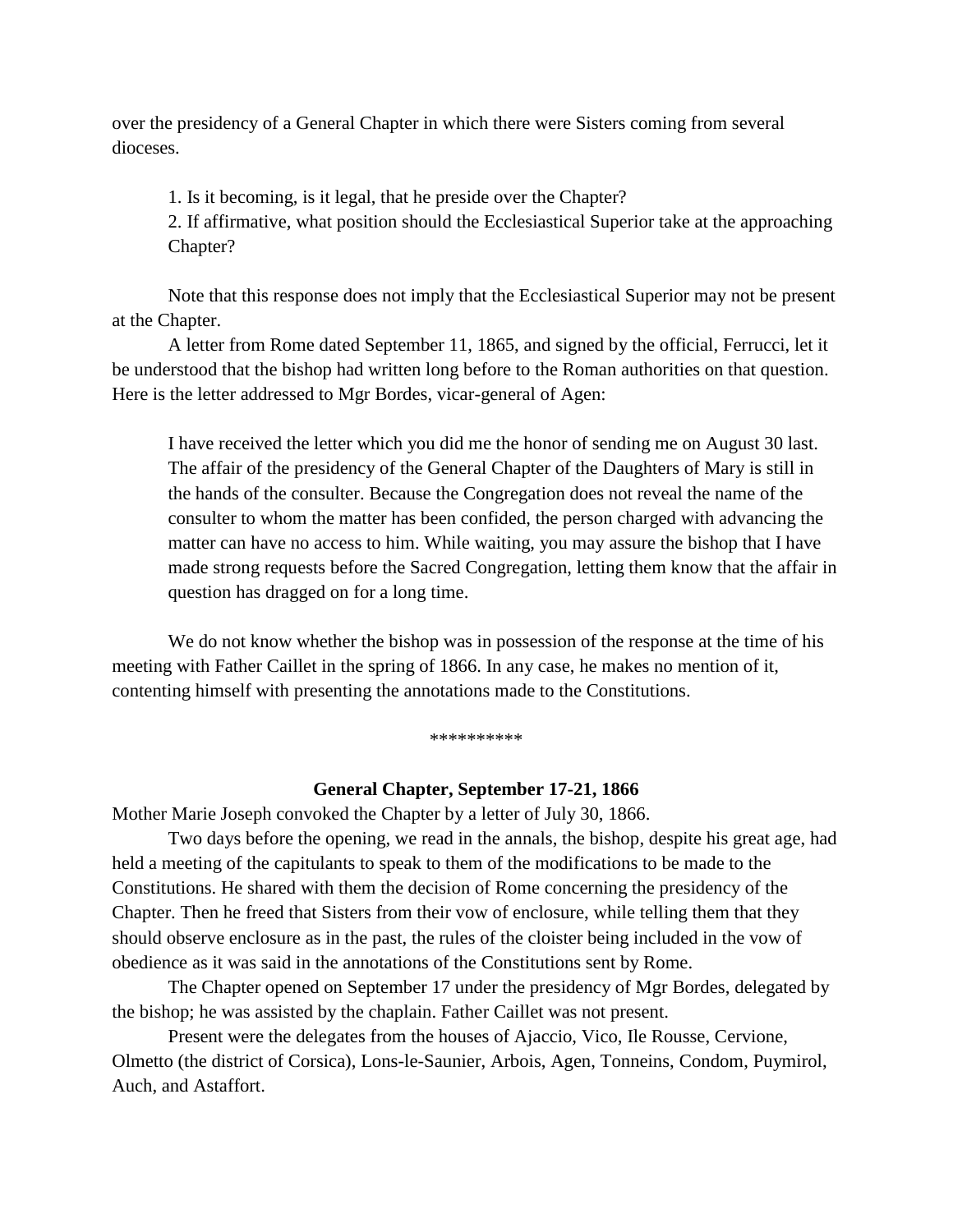over the presidency of a General Chapter in which there were Sisters coming from several dioceses.

> 1. Is it becoming, is it legal, that he preside over the Chapter?
> 2. If affirmative, what position should the Ecclesiastical Superior take at the approaching Chapter?

Note that this response does not imply that the Ecclesiastical Superior may not be present at the Chapter.

A letter from Rome dated September 11, 1865, and signed by the official, Ferrucci, let it be understood that the bishop had written long before to the Roman authorities on that question. Here is the letter addressed to Mgr Bordes, vicar-general of Agen:

> I have received the letter which you did me the honor of sending me on August 30 last. The affair of the presidency of the General Chapter of the Daughters of Mary is still in the hands of the consulter. Because the Congregation does not reveal the name of the consulter to whom the matter has been confided, the person charged with advancing the matter can have no access to him. While waiting, you may assure the bishop that I have made strong requests before the Sacred Congregation, letting them know that the affair in question has dragged on for a long time.

We do not know whether the bishop was in possession of the response at the time of his meeting with Father Caillet in the spring of 1866. In any case, he makes no mention of it, contenting himself with presenting the annotations made to the Constitutions.

**********

### General Chapter, September 17-21, 1866

Mother Marie Joseph convoked the Chapter by a letter of July 30, 1866.

Two days before the opening, we read in the annals, the bishop, despite his great age, had held a meeting of the capitulants to speak to them of the modifications to be made to the Constitutions. He shared with them the decision of Rome concerning the presidency of the Chapter. Then he freed that Sisters from their vow of enclosure, while telling them that they should observe enclosure as in the past, the rules of the cloister being included in the vow of obedience as it was said in the annotations of the Constitutions sent by Rome.

The Chapter opened on September 17 under the presidency of Mgr Bordes, delegated by the bishop; he was assisted by the chaplain. Father Caillet was not present.

Present were the delegates from the houses of Ajaccio, Vico, Ile Rousse, Cervione, Olmetto (the district of Corsica), Lons-le-Saunier, Arbois, Agen, Tonneins, Condom, Puymirol, Auch, and Astaffort.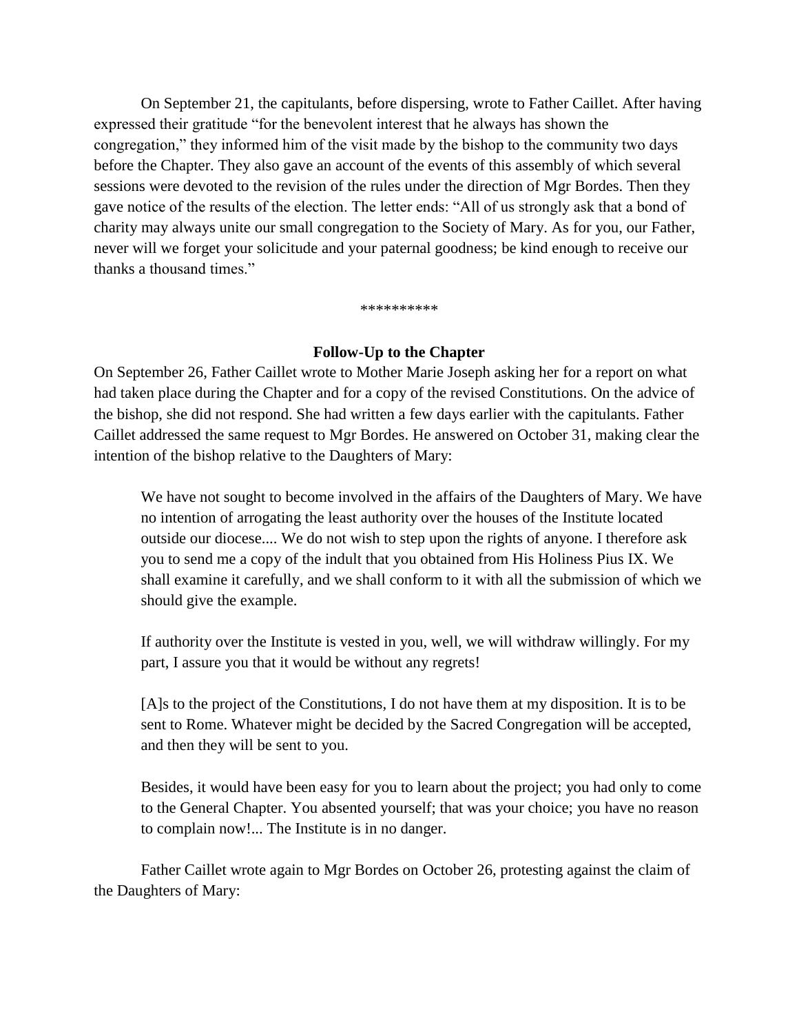On September 21, the capitulants, before dispersing, wrote to Father Caillet. After having expressed their gratitude “for the benevolent interest that he always has shown the congregation,” they informed him of the visit made by the bishop to the community two days before the Chapter. They also gave an account of the events of this assembly of which several sessions were devoted to the revision of the rules under the direction of Mgr Bordes. Then they gave notice of the results of the election. The letter ends: “All of us strongly ask that a bond of charity may always unite our small congregation to the Society of Mary. As for you, our Father, never will we forget your solicitude and your paternal goodness; be kind enough to receive our thanks a thousand times.”

**********

### Follow-Up to the Chapter

On September 26, Father Caillet wrote to Mother Marie Joseph asking her for a report on what had taken place during the Chapter and for a copy of the revised Constitutions. On the advice of the bishop, she did not respond. She had written a few days earlier with the capitulants. Father Caillet addressed the same request to Mgr Bordes. He answered on October 31, making clear the intention of the bishop relative to the Daughters of Mary:

> We have not sought to become involved in the affairs of the Daughters of Mary. We have no intention of arrogating the least authority over the houses of the Institute located outside our diocese.... We do not wish to step upon the rights of anyone. I therefore ask you to send me a copy of the indult that you obtained from His Holiness Pius IX. We shall examine it carefully, and we shall conform to it with all the submission of which we should give the example.
>
> If authority over the Institute is vested in you, well, we will withdraw willingly. For my part, I assure you that it would be without any regrets!
>
> [A]s to the project of the Constitutions, I do not have them at my disposition. It is to be sent to Rome. Whatever might be decided by the Sacred Congregation will be accepted, and then they will be sent to you.
>
> Besides, it would have been easy for you to learn about the project; you had only to come to the General Chapter. You absented yourself; that was your choice; you have no reason to complain now!... The Institute is in no danger.

Father Caillet wrote again to Mgr Bordes on October 26, protesting against the claim of the Daughters of Mary: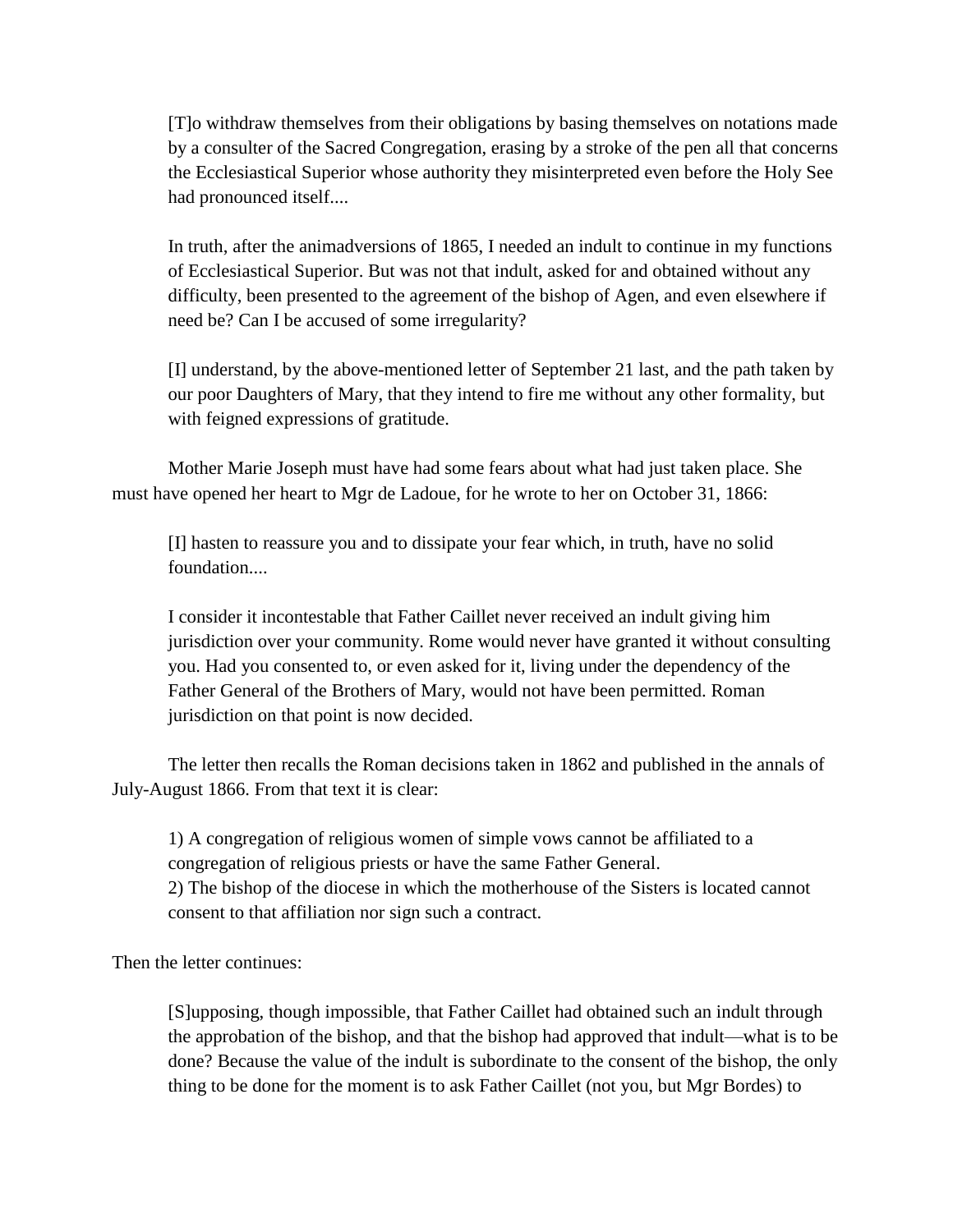> [T]o withdraw themselves from their obligations by basing themselves on notations made by a consulter of the Sacred Congregation, erasing by a stroke of the pen all that concerns the Ecclesiastical Superior whose authority they misinterpreted even before the Holy See had pronounced itself....
>
> In truth, after the animadversions of 1865, I needed an indult to continue in my functions of Ecclesiastical Superior. But was not that indult, asked for and obtained without any difficulty, been presented to the agreement of the bishop of Agen, and even elsewhere if need be? Can I be accused of some irregularity?
>
> [I] understand, by the above-mentioned letter of September 21 last, and the path taken by our poor Daughters of Mary, that they intend to fire me without any other formality, but with feigned expressions of gratitude.

Mother Marie Joseph must have had some fears about what had just taken place. She must have opened her heart to Mgr de Ladoue, for he wrote to her on October 31, 1866:

> [I] hasten to reassure you and to dissipate your fear which, in truth, have no solid foundation....
>
> I consider it incontestable that Father Caillet never received an indult giving him jurisdiction over your community. Rome would never have granted it without consulting you. Had you consented to, or even asked for it, living under the dependency of the Father General of the Brothers of Mary, would not have been permitted. Roman jurisdiction on that point is now decided.

The letter then recalls the Roman decisions taken in 1862 and published in the annals of July-August 1866. From that text it is clear:

> 1) A congregation of religious women of simple vows cannot be affiliated to a congregation of religious priests or have the same Father General.
> 2) The bishop of the diocese in which the motherhouse of the Sisters is located cannot consent to that affiliation nor sign such a contract.

Then the letter continues:

> [S]upposing, though impossible, that Father Caillet had obtained such an indult through the approbation of the bishop, and that the bishop had approved that indult—what is to be done? Because the value of the indult is subordinate to the consent of the bishop, the only thing to be done for the moment is to ask Father Caillet (not you, but Mgr Bordes) to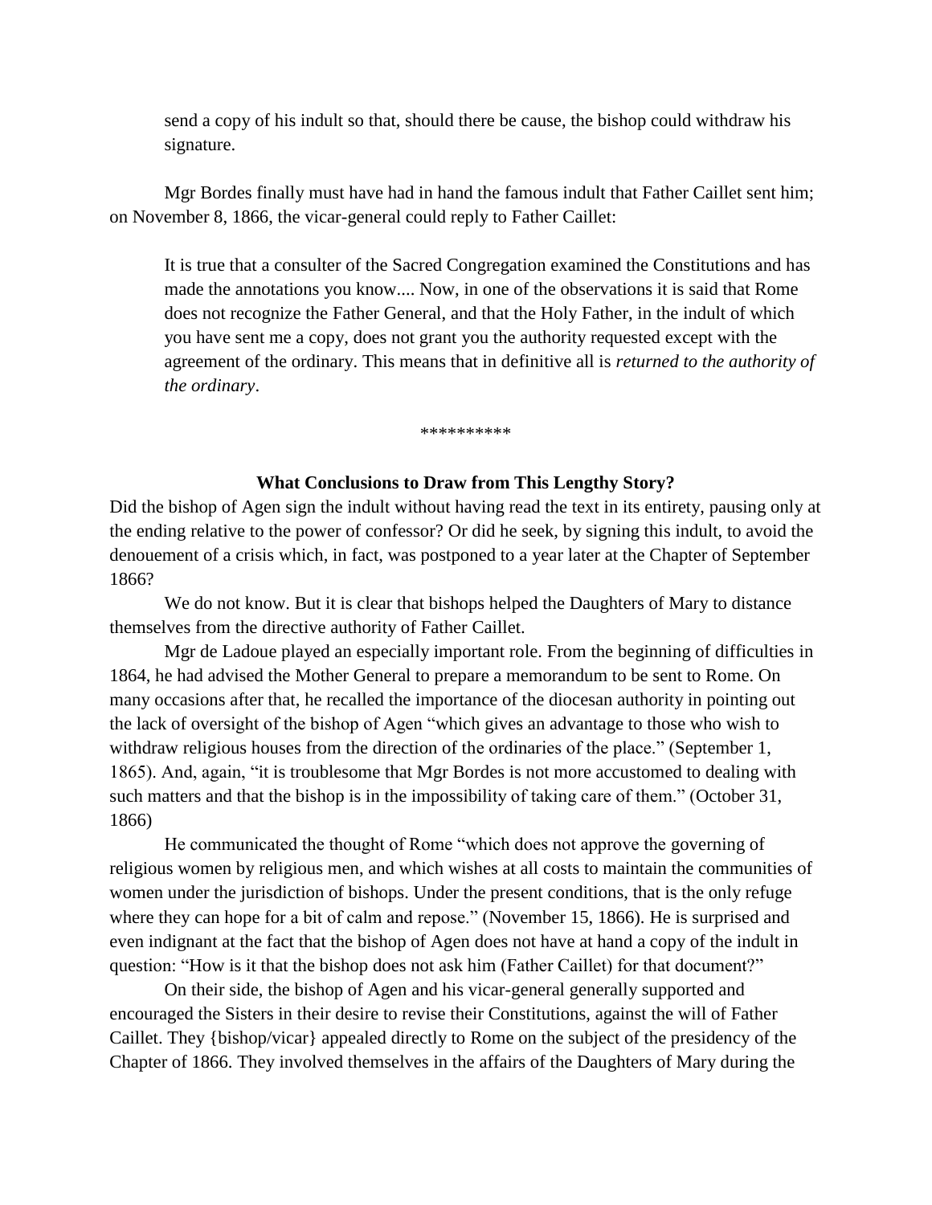send a copy of his indult so that, should there be cause, the bishop could withdraw his signature.

Mgr Bordes finally must have had in hand the famous indult that Father Caillet sent him; on November 8, 1866, the vicar-general could reply to Father Caillet:

> It is true that a consulter of the Sacred Congregation examined the Constitutions and has made the annotations you know.... Now, in one of the observations it is said that Rome does not recognize the Father General, and that the Holy Father, in the indult of which you have sent me a copy, does not grant you the authority requested except with the agreement of the ordinary. This means that in definitive all is *returned to the authority of the ordinary*.

**********

### What Conclusions to Draw from This Lengthy Story?

Did the bishop of Agen sign the indult without having read the text in its entirety, pausing only at the ending relative to the power of confessor? Or did he seek, by signing this indult, to avoid the denouement of a crisis which, in fact, was postponed to a year later at the Chapter of September 1866?

We do not know. But it is clear that bishops helped the Daughters of Mary to distance themselves from the directive authority of Father Caillet.

Mgr de Ladoue played an especially important role. From the beginning of difficulties in 1864, he had advised the Mother General to prepare a memorandum to be sent to Rome. On many occasions after that, he recalled the importance of the diocesan authority in pointing out the lack of oversight of the bishop of Agen "which gives an advantage to those who wish to withdraw religious houses from the direction of the ordinaries of the place." (September 1, 1865). And, again, "it is troublesome that Mgr Bordes is not more accustomed to dealing with such matters and that the bishop is in the impossibility of taking care of them." (October 31, 1866)

He communicated the thought of Rome "which does not approve the governing of religious women by religious men, and which wishes at all costs to maintain the communities of women under the jurisdiction of bishops. Under the present conditions, that is the only refuge where they can hope for a bit of calm and repose." (November 15, 1866). He is surprised and even indignant at the fact that the bishop of Agen does not have at hand a copy of the indult in question: "How is it that the bishop does not ask him (Father Caillet) for that document?"

On their side, the bishop of Agen and his vicar-general generally supported and encouraged the Sisters in their desire to revise their Constitutions, against the will of Father Caillet. They {bishop/vicar} appealed directly to Rome on the subject of the presidency of the Chapter of 1866. They involved themselves in the affairs of the Daughters of Mary during the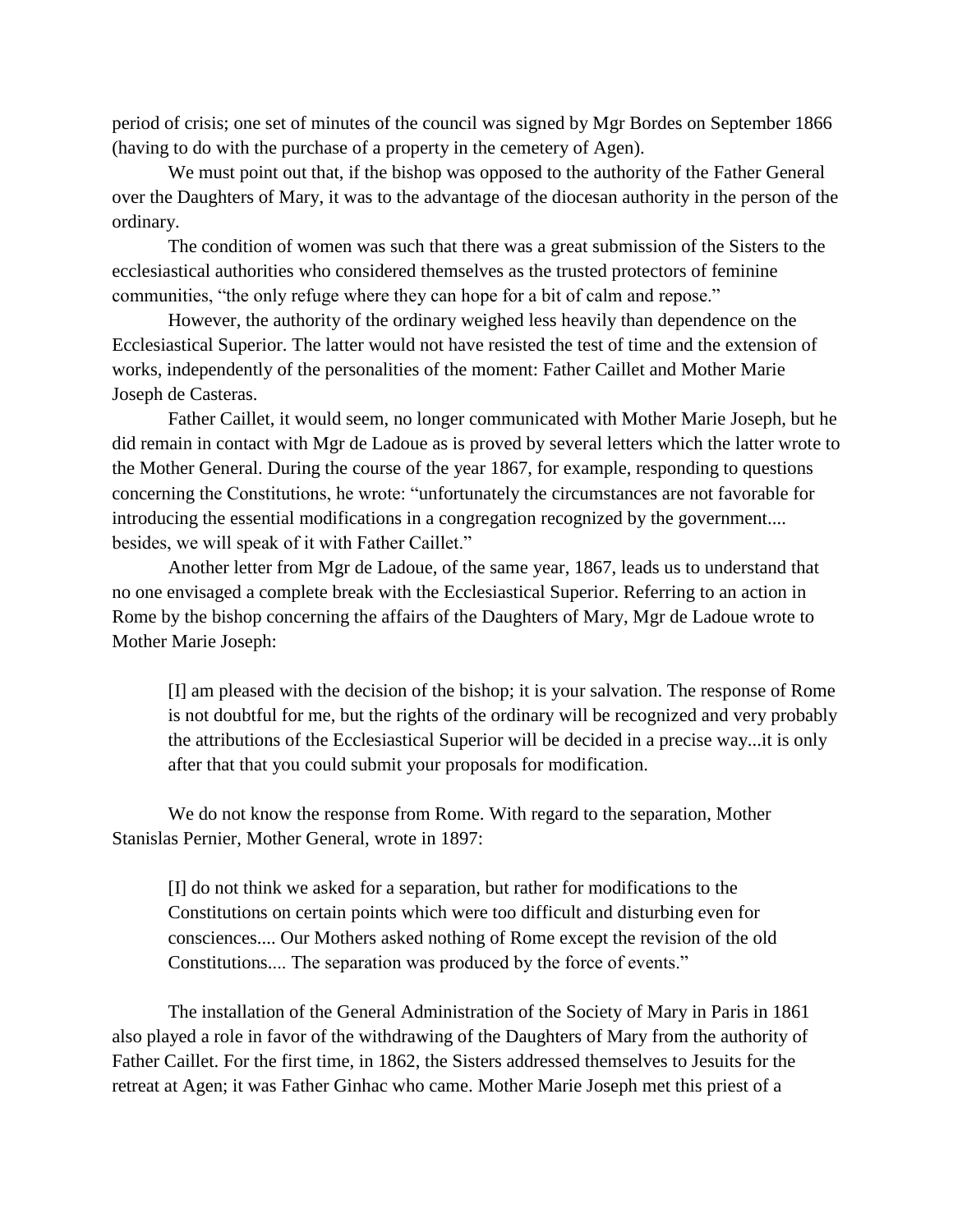period of crisis; one set of minutes of the council was signed by Mgr Bordes on September 1866 (having to do with the purchase of a property in the cemetery of Agen).

We must point out that, if the bishop was opposed to the authority of the Father General over the Daughters of Mary, it was to the advantage of the diocesan authority in the person of the ordinary.

The condition of women was such that there was a great submission of the Sisters to the ecclesiastical authorities who considered themselves as the trusted protectors of feminine communities, "the only refuge where they can hope for a bit of calm and repose."

However, the authority of the ordinary weighed less heavily than dependence on the Ecclesiastical Superior. The latter would not have resisted the test of time and the extension of works, independently of the personalities of the moment: Father Caillet and Mother Marie Joseph de Casteras.

Father Caillet, it would seem, no longer communicated with Mother Marie Joseph, but he did remain in contact with Mgr de Ladoue as is proved by several letters which the latter wrote to the Mother General. During the course of the year 1867, for example, responding to questions concerning the Constitutions, he wrote: "unfortunately the circumstances are not favorable for introducing the essential modifications in a congregation recognized by the government.... besides, we will speak of it with Father Caillet."

Another letter from Mgr de Ladoue, of the same year, 1867, leads us to understand that no one envisaged a complete break with the Ecclesiastical Superior. Referring to an action in Rome by the bishop concerning the affairs of the Daughters of Mary, Mgr de Ladoue wrote to Mother Marie Joseph:

> [I] am pleased with the decision of the bishop; it is your salvation. The response of Rome is not doubtful for me, but the rights of the ordinary will be recognized and very probably the attributions of the Ecclesiastical Superior will be decided in a precise way...it is only after that that you could submit your proposals for modification.

We do not know the response from Rome. With regard to the separation, Mother Stanislas Pernier, Mother General, wrote in 1897:

> [I] do not think we asked for a separation, but rather for modifications to the Constitutions on certain points which were too difficult and disturbing even for consciences.... Our Mothers asked nothing of Rome except the revision of the old Constitutions.... The separation was produced by the force of events."

The installation of the General Administration of the Society of Mary in Paris in 1861 also played a role in favor of the withdrawing of the Daughters of Mary from the authority of Father Caillet. For the first time, in 1862, the Sisters addressed themselves to Jesuits for the retreat at Agen; it was Father Ginhac who came. Mother Marie Joseph met this priest of a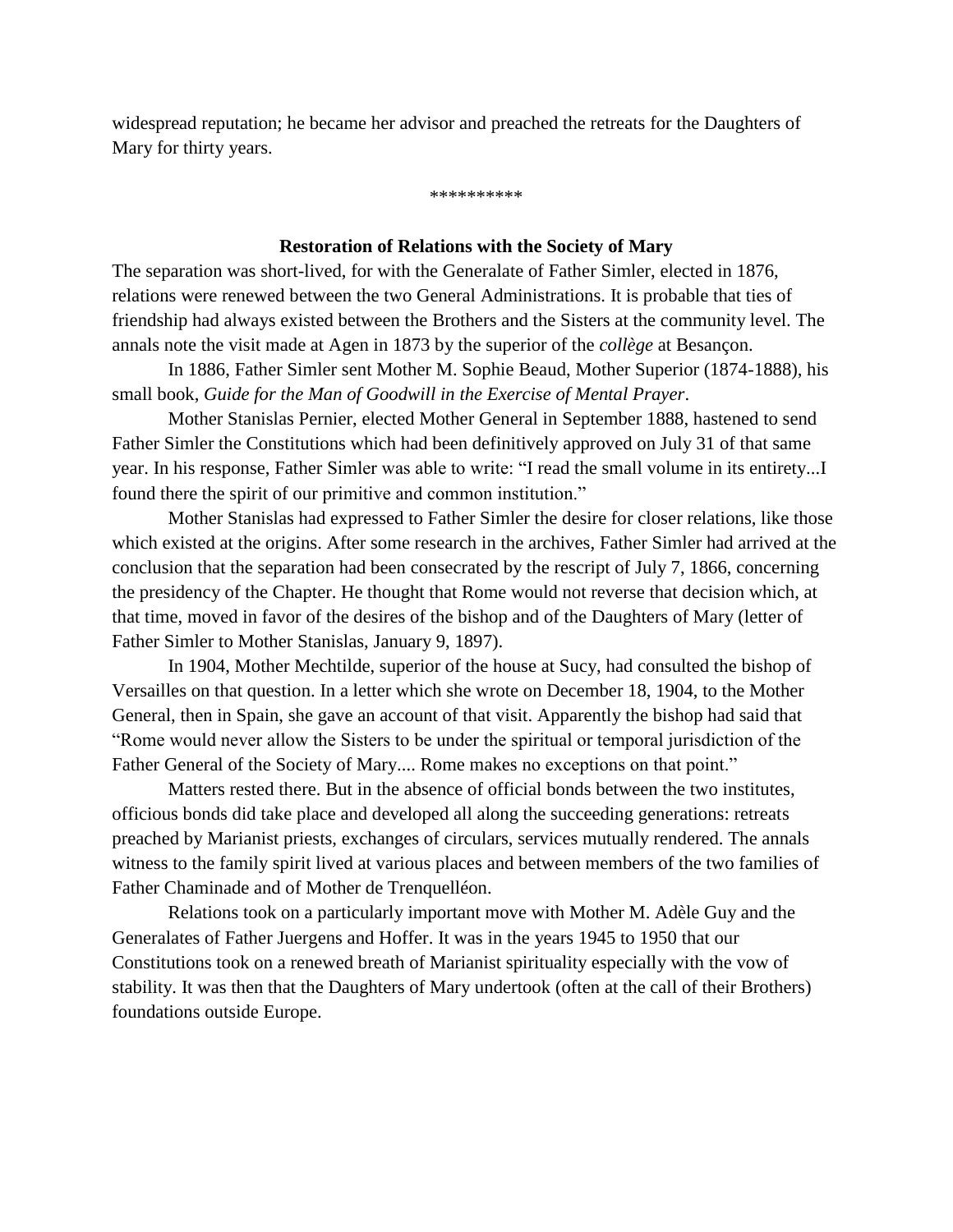widespread reputation; he became her advisor and preached the retreats for the Daughters of Mary for thirty years.

\*\*\*\*\*\*\*\*\*\*

### Restoration of Relations with the Society of Mary

The separation was short-lived, for with the Generalate of Father Simler, elected in 1876, relations were renewed between the two General Administrations. It is probable that ties of friendship had always existed between the Brothers and the Sisters at the community level. The annals note the visit made at Agen in 1873 by the superior of the *collège* at Besançon.

In 1886, Father Simler sent Mother M. Sophie Beaud, Mother Superior (1874-1888), his small book, *Guide for the Man of Goodwill in the Exercise of Mental Prayer*.

Mother Stanislas Pernier, elected Mother General in September 1888, hastened to send Father Simler the Constitutions which had been definitively approved on July 31 of that same year. In his response, Father Simler was able to write: "I read the small volume in its entirety...I found there the spirit of our primitive and common institution."

Mother Stanislas had expressed to Father Simler the desire for closer relations, like those which existed at the origins. After some research in the archives, Father Simler had arrived at the conclusion that the separation had been consecrated by the rescript of July 7, 1866, concerning the presidency of the Chapter. He thought that Rome would not reverse that decision which, at that time, moved in favor of the desires of the bishop and of the Daughters of Mary (letter of Father Simler to Mother Stanislas, January 9, 1897).

In 1904, Mother Mechtilde, superior of the house at Sucy, had consulted the bishop of Versailles on that question. In a letter which she wrote on December 18, 1904, to the Mother General, then in Spain, she gave an account of that visit. Apparently the bishop had said that "Rome would never allow the Sisters to be under the spiritual or temporal jurisdiction of the Father General of the Society of Mary.... Rome makes no exceptions on that point."

Matters rested there. But in the absence of official bonds between the two institutes, officious bonds did take place and developed all along the succeeding generations: retreats preached by Marianist priests, exchanges of circulars, services mutually rendered. The annals witness to the family spirit lived at various places and between members of the two families of Father Chaminade and of Mother de Trenquelléon.

Relations took on a particularly important move with Mother M. Adèle Guy and the Generalates of Father Juergens and Hoffer. It was in the years 1945 to 1950 that our Constitutions took on a renewed breath of Marianist spirituality especially with the vow of stability. It was then that the Daughters of Mary undertook (often at the call of their Brothers) foundations outside Europe.